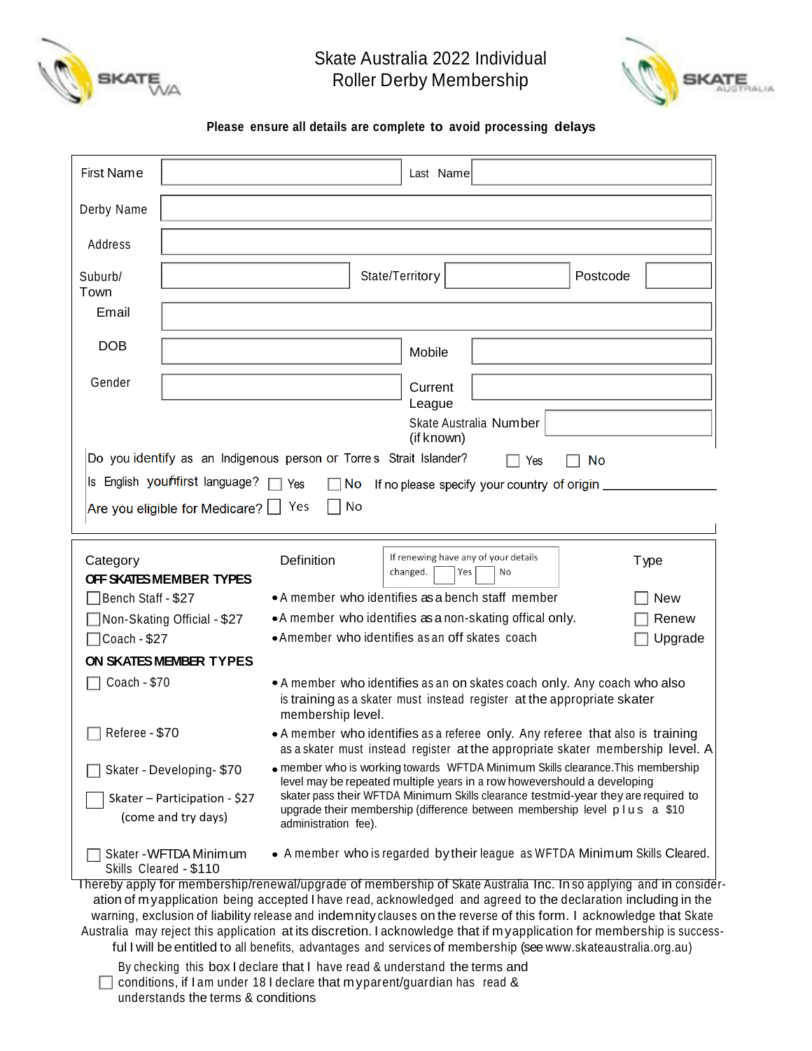# Skate Australia 2022 Individual Roller Derby Membership

**Please ensure all details are complete to avoid processing delays**

| | | | |
|---|---|---|---|
| First Name | | Last Name | |
| Derby Name | | | |
| Address | | | |
| Suburb/ Town | | State/Territory | | Postcode | |
| Email | | | |
| DOB | | Mobile | |
| Gender | | Current League | |
| | | Skate Australia Number (if known) | |

Do you identify as an Indigenous person or Torres Strait Islander? ☐ Yes ☐ No

Is English your first language? ☐ Yes ☐ No If no please specify your country of origin ____________

Are you eligible for Medicare? ☐ Yes ☐ No

| Category | Definition | Type |
|---|---|---|
| | If renewing have any of your details changed. ☐ Yes ☐ No | |
| **OFF SKATES MEMBER TYPES** | | |
| ☐ Bench Staff - $27 | • A member who identifies as a bench staff member | ☐ New |
| ☐ Non-Skating Official - $27 | • A member who identifies as a non-skating offical only. | ☐ Renew |
| ☐ Coach - $27 | • A member who identifies as an off skates coach | ☐ Upgrade |
| **ON SKATES MEMBER TYPES** | | |
| ☐ Coach - $70 | • A member who identifies as an on skates coach only. Any coach who also is training as a skater must instead register at the appropriate skater membership level. | |
| ☐ Referee - $70 | • A member who identifies as a referee only. Any referee that also is training as a skater must instead register at the appropriate skater membership level. | |
| ☐ Skater - Developing- $70 | • A member who is working towards WFTDA Minimum Skills clearance.This membership level may be repeated multiple years in a row howevershould a developing skater pass their WFTDA Minimum Skills clearance testmid-year they are required to upgrade their membership (difference between membership level plus a $10 administration fee). | |
| ☐ Skater – Participation - $27 (come and try days) | | |
| ☐ Skater - WFTDA Minimum Skills Cleared - $110 | • A member who is regarded by their league as WFTDA Minimum Skills Cleared. | |

I hereby apply for membership/renewal/upgrade of membership of Skate Australia Inc. In so applying and in consideration of my application being accepted I have read, acknowledged and agreed to the declaration including in the warning, exclusion of liability release and indemnity clauses on the reverse of this form. I acknowledge that Skate Australia may reject this application at its discretion. I acknowledge that if my application for membership is successful I will be entitled to all benefits, advantages and services of membership (see www.skateaustralia.org.au)

☐ By checking this box I declare that I have read & understand the terms and conditions, if I am under 18 I declare that my parent/guardian has read & understands the terms & conditions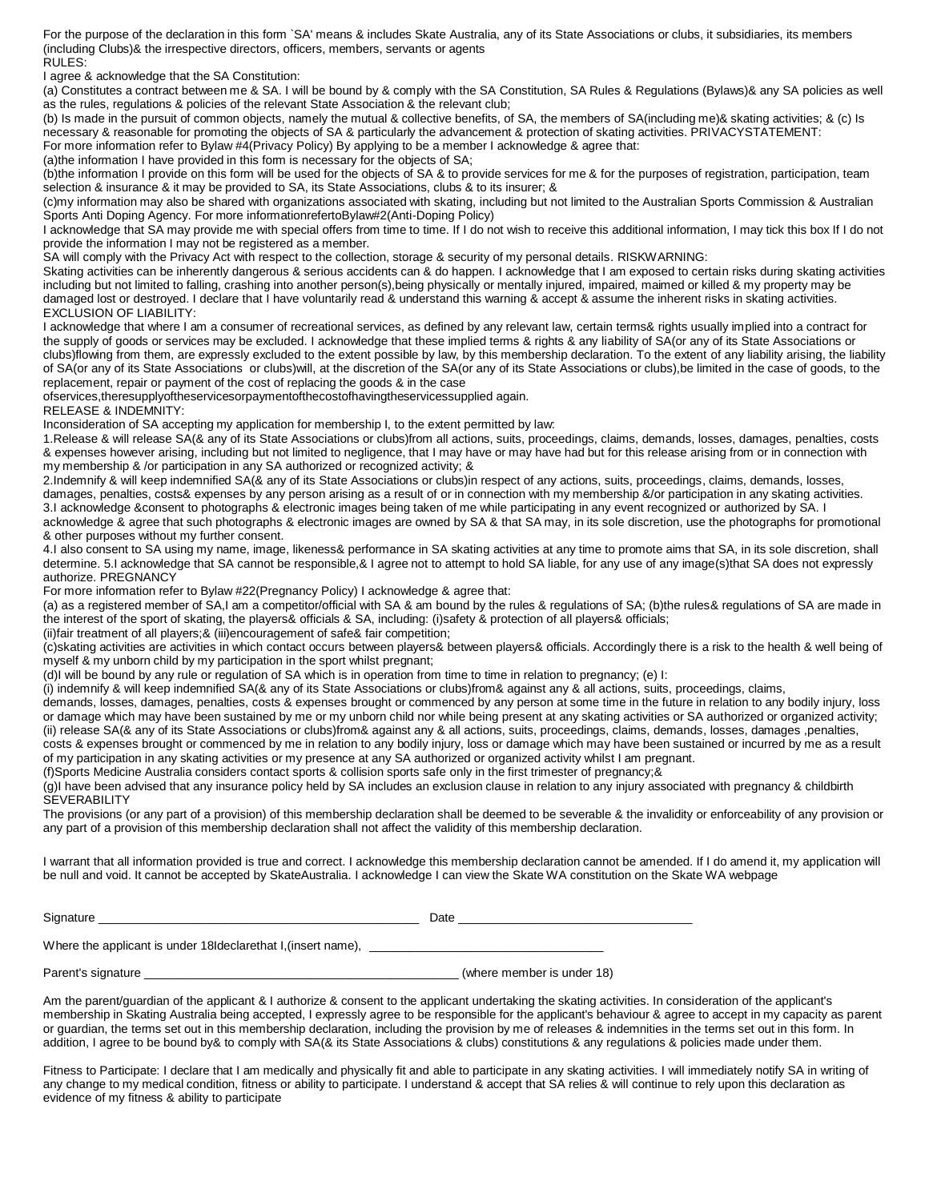For the purpose of the declaration in this form `SA' means & includes Skate Australia, any of its State Associations or clubs, it subsidiaries, its members (including Clubs)& the irrespective directors, officers, members, servants or agents

RULES:

I agree & acknowledge that the SA Constitution:

(a) Constitutes a contract between me & SA. I will be bound by & comply with the SA Constitution, SA Rules & Regulations (Bylaws)& any SA policies as well as the rules, regulations & policies of the relevant State Association & the relevant club;

(b) Is made in the pursuit of common objects, namely the mutual & collective benefits, of SA, the members of SA(including me)& skating activities; & (c) Is necessary & reasonable for promoting the objects of SA & particularly the advancement & protection of skating activities. PRIVACYSTATEMENT:

For more information refer to Bylaw #4(Privacy Policy) By applying to be a member I acknowledge & agree that:

(a)the information I have provided in this form is necessary for the objects of SA;

(b)the information I provide on this form will be used for the objects of SA & to provide services for me & for the purposes of registration, participation, team selection & insurance & it may be provided to SA, its State Associations, clubs & to its insurer; &

(c)my information may also be shared with organizations associated with skating, including but not limited to the Australian Sports Commission & Australian Sports Anti Doping Agency. For more informationrefertoBylaw#2(Anti-Doping Policy)

I acknowledge that SA may provide me with special offers from time to time. If I do not wish to receive this additional information, I may tick this box If I do not provide the information I may not be registered as a member.

SA will comply with the Privacy Act with respect to the collection, storage & security of my personal details. RISKWARNING:

Skating activities can be inherently dangerous & serious accidents can & do happen. I acknowledge that I am exposed to certain risks during skating activities including but not limited to falling, crashing into another person(s),being physically or mentally injured, impaired, maimed or killed & my property may be damaged lost or destroyed. I declare that I have voluntarily read & understand this warning & accept & assume the inherent risks in skating activities.

EXCLUSION OF LIABILITY:

I acknowledge that where I am a consumer of recreational services, as defined by any relevant law, certain terms& rights usually implied into a contract for the supply of goods or services may be excluded. I acknowledge that these implied terms & rights & any liability of SA(or any of its State Associations or clubs)flowing from them, are expressly excluded to the extent possible by law, by this membership declaration. To the extent of any liability arising, the liability of SA(or any of its State Associations or clubs)will, at the discretion of the SA(or any of its State Associations or clubs),be limited in the case of goods, to the replacement, repair or payment of the cost of replacing the goods & in the case ofservices,theresupplyoftheservicesorpaymentofthecostofhavingtheservicessupplied again.

RELEASE & INDEMNITY:

Inconsideration of SA accepting my application for membership I, to the extent permitted by law:

1.Release & will release SA(& any of its State Associations or clubs)from all actions, suits, proceedings, claims, demands, losses, damages, penalties, costs & expenses however arising, including but not limited to negligence, that I may have or may have had but for this release arising from or in connection with my membership & /or participation in any SA authorized or recognized activity; &

2.Indemnify & will keep indemnified SA(& any of its State Associations or clubs)in respect of any actions, suits, proceedings, claims, demands, losses, damages, penalties, costs& expenses by any person arising as a result of or in connection with my membership &/or participation in any skating activities.

3.I acknowledge &consent to photographs & electronic images being taken of me while participating in any event recognized or authorized by SA. I acknowledge & agree that such photographs & electronic images are owned by SA & that SA may, in its sole discretion, use the photographs for promotional & other purposes without my further consent.

4.I also consent to SA using my name, image, likeness& performance in SA skating activities at any time to promote aims that SA, in its sole discretion, shall determine. 5.I acknowledge that SA cannot be responsible,& I agree not to attempt to hold SA liable, for any use of any image(s)that SA does not expressly authorize. PREGNANCY

For more information refer to Bylaw #22(Pregnancy Policy) I acknowledge & agree that:

(a) as a registered member of SA,I am a competitor/official with SA & am bound by the rules & regulations of SA; (b)the rules& regulations of SA are made in the interest of the sport of skating, the players& officials & SA, including: (i)safety & protection of all players& officials;

(ii)fair treatment of all players;& (iii)encouragement of safe& fair competition;

(c)skating activities are activities in which contact occurs between players& between players& officials. Accordingly there is a risk to the health & well being of myself & my unborn child by my participation in the sport whilst pregnant;

(d)I will be bound by any rule or regulation of SA which is in operation from time to time in relation to pregnancy; (e) I:

(i) indemnify & will keep indemnified SA(& any of its State Associations or clubs)from& against any & all actions, suits, proceedings, claims, demands, losses, damages, penalties, costs & expenses brought or commenced by any person at some time in the future in relation to any bodily injury, loss or damage which may have been sustained by me or my unborn child nor while being present at any skating activities or SA authorized or organized activity;

(ii) release SA(& any of its State Associations or clubs)from& against any & all actions, suits, proceedings, claims, demands, losses, damages ,penalties, costs & expenses brought or commenced by me in relation to any bodily injury, loss or damage which may have been sustained or incurred by me as a result of my participation in any skating activities or my presence at any SA authorized or organized activity whilst I am pregnant.

(f)Sports Medicine Australia considers contact sports & collision sports safe only in the first trimester of pregnancy;&

(g)I have been advised that any insurance policy held by SA includes an exclusion clause in relation to any injury associated with pregnancy & childbirth

SEVERABILITY

The provisions (or any part of a provision) of this membership declaration shall be deemed to be severable & the invalidity or enforceability of any provision or any part of a provision of this membership declaration shall not affect the validity of this membership declaration.

I warrant that all information provided is true and correct. I acknowledge this membership declaration cannot be amended. If I do amend it, my application will be null and void. It cannot be accepted by SkateAustralia. I acknowledge I can view the Skate WA constitution on the Skate WA webpage

Signature ______________________________________________ Date _________________________________

Where the applicant is under 18Ideclarethat I,(insert name), _________________________________

Parent's signature ____________________________________________ (where member is under 18)

Am the parent/guardian of the applicant & I authorize & consent to the applicant undertaking the skating activities. In consideration of the applicant's membership in Skating Australia being accepted, I expressly agree to be responsible for the applicant's behaviour & agree to accept in my capacity as parent or guardian, the terms set out in this membership declaration, including the provision by me of releases & indemnities in the terms set out in this form. In addition, I agree to be bound by& to comply with SA(& its State Associations & clubs) constitutions & any regulations & policies made under them.

Fitness to Participate: I declare that I am medically and physically fit and able to participate in any skating activities. I will immediately notify SA in writing of any change to my medical condition, fitness or ability to participate. I understand & accept that SA relies & will continue to rely upon this declaration as evidence of my fitness & ability to participate